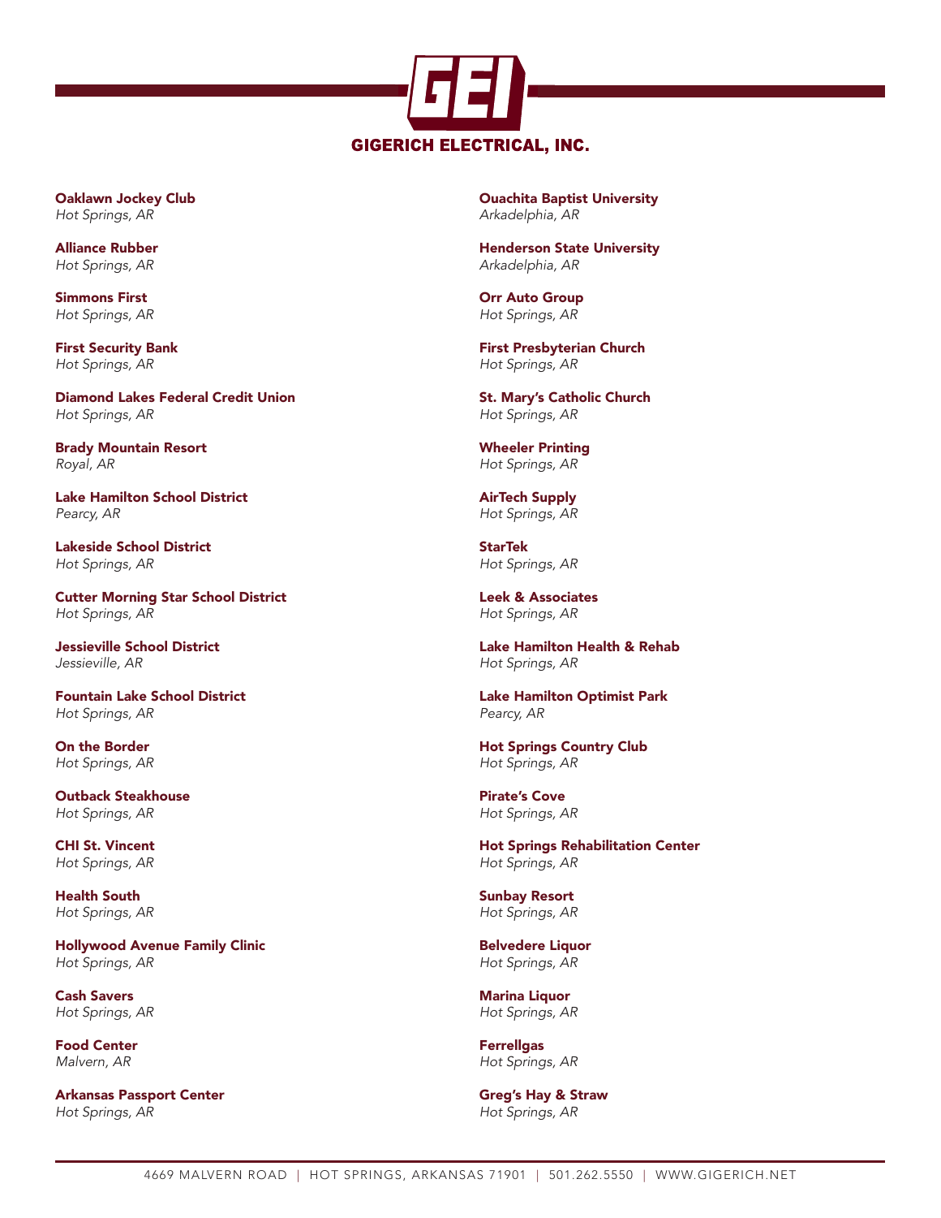# GEI

## GIGERICH ELECTRICAL, INC.

**Oaklawn Jockey Club**
*Hot Springs, AR*

**Alliance Rubber**
*Hot Springs, AR*

**Simmons First**
*Hot Springs, AR*

**First Security Bank**
*Hot Springs, AR*

**Diamond Lakes Federal Credit Union**
*Hot Springs, AR*

**Brady Mountain Resort**
*Royal, AR*

**Lake Hamilton School District**
*Pearcy, AR*

**Lakeside School District**
*Hot Springs, AR*

**Cutter Morning Star School District**
*Hot Springs, AR*

**Jessieville School District**
*Jessieville, AR*

**Fountain Lake School District**
*Hot Springs, AR*

**On the Border**
*Hot Springs, AR*

**Outback Steakhouse**
*Hot Springs, AR*

**CHI St. Vincent**
*Hot Springs, AR*

**Health South**
*Hot Springs, AR*

**Hollywood Avenue Family Clinic**
*Hot Springs, AR*

**Cash Savers**
*Hot Springs, AR*

**Food Center**
*Malvern, AR*

**Arkansas Passport Center**
*Hot Springs, AR*

**Ouachita Baptist University**
*Arkadelphia, AR*

**Henderson State University**
*Arkadelphia, AR*

**Orr Auto Group**
*Hot Springs, AR*

**First Presbyterian Church**
*Hot Springs, AR*

**St. Mary's Catholic Church**
*Hot Springs, AR*

**Wheeler Printing**
*Hot Springs, AR*

**AirTech Supply**
*Hot Springs, AR*

**StarTek**
*Hot Springs, AR*

**Leek & Associates**
*Hot Springs, AR*

**Lake Hamilton Health & Rehab**
*Hot Springs, AR*

**Lake Hamilton Optimist Park**
*Pearcy, AR*

**Hot Springs Country Club**
*Hot Springs, AR*

**Pirate's Cove**
*Hot Springs, AR*

**Hot Springs Rehabilitation Center**
*Hot Springs, AR*

**Sunbay Resort**
*Hot Springs, AR*

**Belvedere Liquor**
*Hot Springs, AR*

**Marina Liquor**
*Hot Springs, AR*

**Ferrellgas**
*Hot Springs, AR*

**Greg's Hay & Straw**
*Hot Springs, AR*

4669 MALVERN ROAD | HOT SPRINGS, ARKANSAS 71901 | 501.262.5550 | WWW.GIGERICH.NET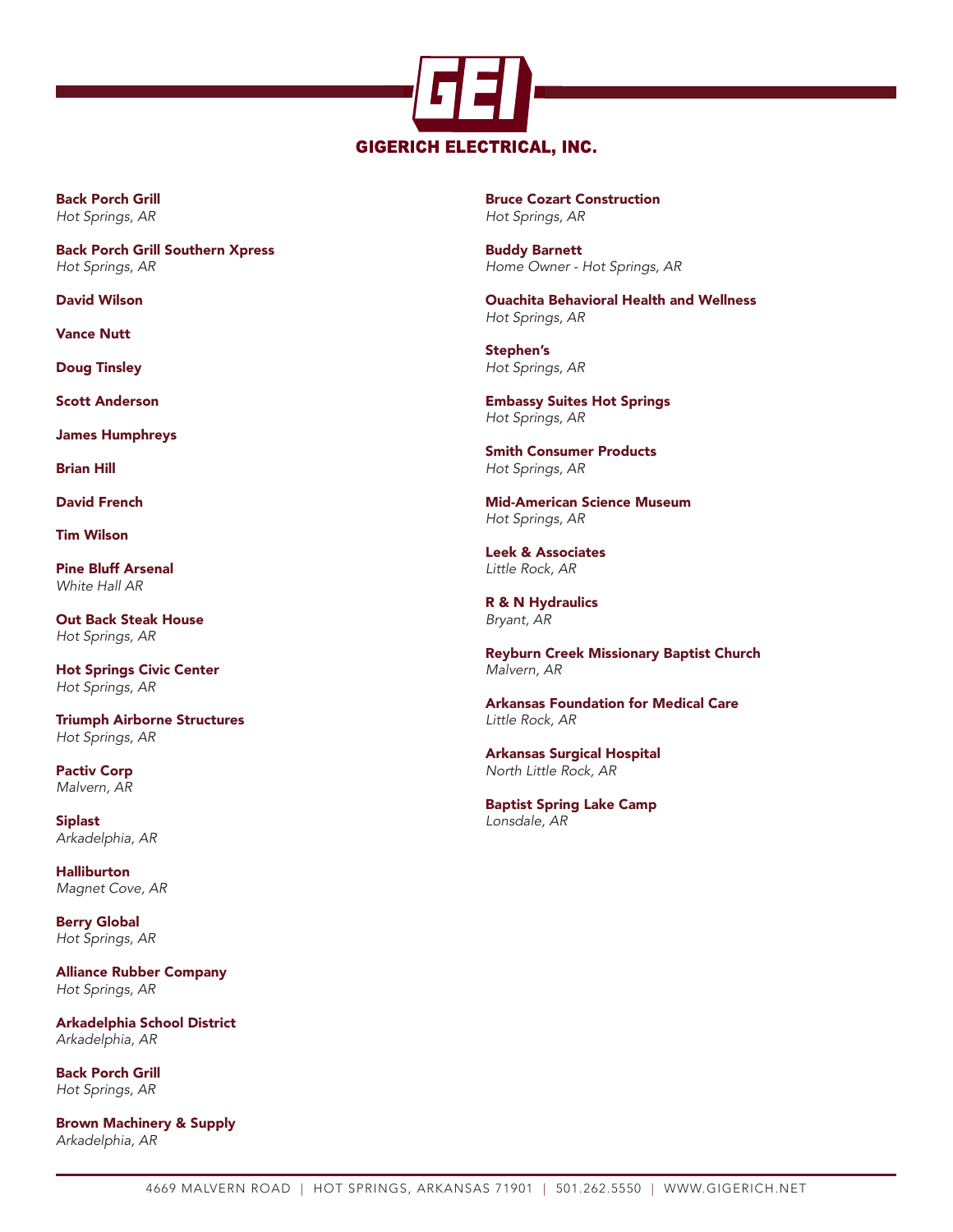**GIGERICH ELECTRICAL, INC.**

**Back Porch Grill**
*Hot Springs, AR*

**Back Porch Grill Southern Xpress**
*Hot Springs, AR*

**David Wilson**

**Vance Nutt**

**Doug Tinsley**

**Scott Anderson**

**James Humphreys**

**Brian Hill**

**David French**

**Tim Wilson**

**Pine Bluff Arsenal**
*White Hall AR*

**Out Back Steak House**
*Hot Springs, AR*

**Hot Springs Civic Center**
*Hot Springs, AR*

**Triumph Airborne Structures**
*Hot Springs, AR*

**Pactiv Corp**
*Malvern, AR*

**Siplast**
*Arkadelphia, AR*

**Halliburton**
*Magnet Cove, AR*

**Berry Global**
*Hot Springs, AR*

**Alliance Rubber Company**
*Hot Springs, AR*

**Arkadelphia School District**
*Arkadelphia, AR*

**Back Porch Grill**
*Hot Springs, AR*

**Brown Machinery & Supply**
*Arkadelphia, AR*

**Bruce Cozart Construction**
*Hot Springs, AR*

**Buddy Barnett**
*Home Owner - Hot Springs, AR*

**Ouachita Behavioral Health and Wellness**
*Hot Springs, AR*

**Stephen's**
*Hot Springs, AR*

**Embassy Suites Hot Springs**
*Hot Springs, AR*

**Smith Consumer Products**
*Hot Springs, AR*

**Mid-American Science Museum**
*Hot Springs, AR*

**Leek & Associates**
*Little Rock, AR*

**R & N Hydraulics**
*Bryant, AR*

**Reyburn Creek Missionary Baptist Church**
*Malvern, AR*

**Arkansas Foundation for Medical Care**
*Little Rock, AR*

**Arkansas Surgical Hospital**
*North Little Rock, AR*

**Baptist Spring Lake Camp**
*Lonsdale, AR*